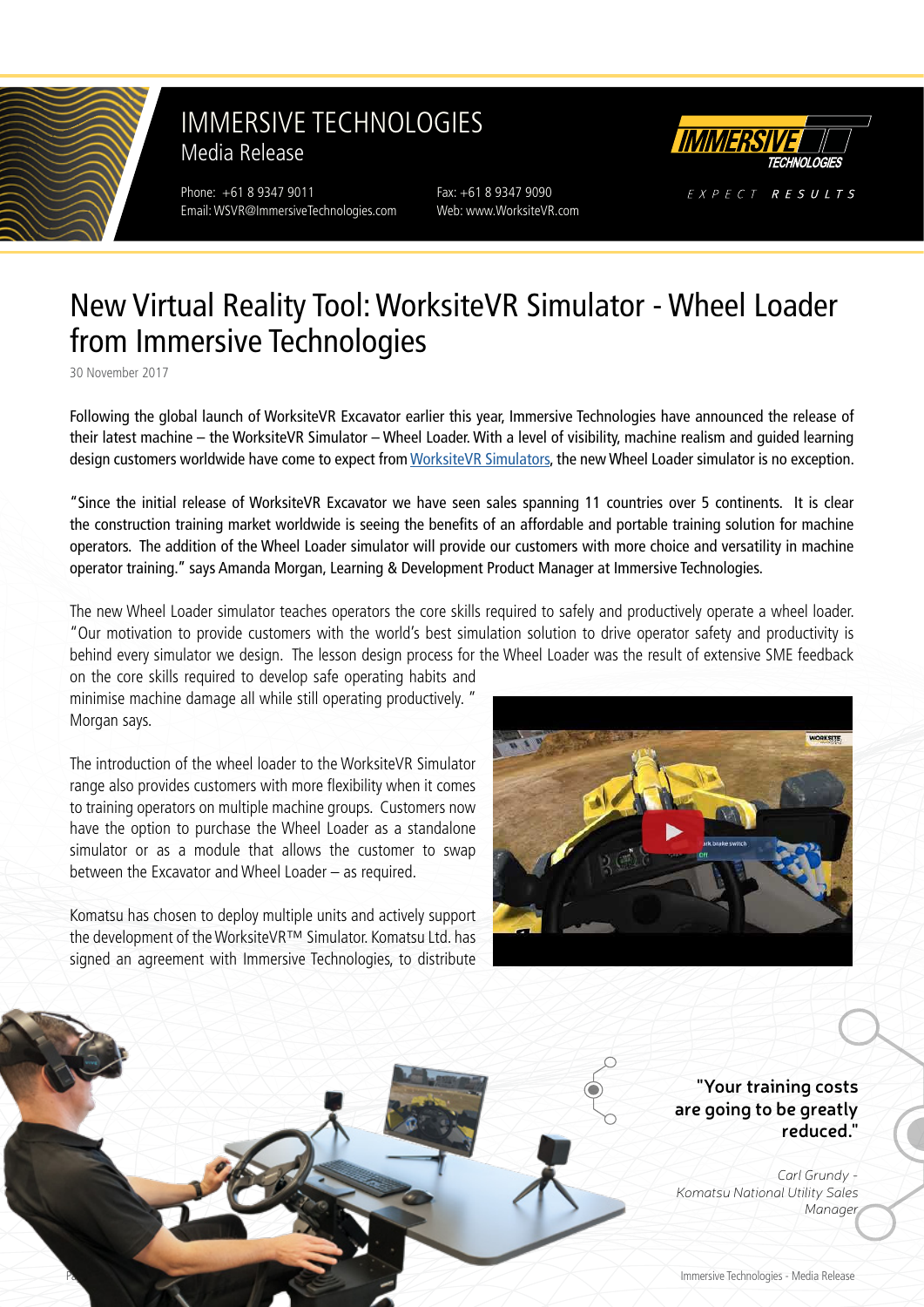# IMMERSIVE TECHNOLOGIES

Media Release

Phone: +61 8 9347 9011
Email: WSVR@ImmersiveTechnologies.com

Fax: +61 8 9347 9090
Web: www.WorksiteVR.com

EXPECT RESULTS

# New Virtual Reality Tool: WorksiteVR Simulator - Wheel Loader from Immersive Technologies

30 November 2017

Following the global launch of WorksiteVR Excavator earlier this year, Immersive Technologies have announced the release of their latest machine – the WorksiteVR Simulator – Wheel Loader. With a level of visibility, machine realism and guided learning design customers worldwide have come to expect from WorksiteVR Simulators, the new Wheel Loader simulator is no exception.

"Since the initial release of WorksiteVR Excavator we have seen sales spanning 11 countries over 5 continents. It is clear the construction training market worldwide is seeing the benefits of an affordable and portable training solution for machine operators. The addition of the Wheel Loader simulator will provide our customers with more choice and versatility in machine operator training." says Amanda Morgan, Learning & Development Product Manager at Immersive Technologies.

The new Wheel Loader simulator teaches operators the core skills required to safely and productively operate a wheel loader. "Our motivation to provide customers with the world's best simulation solution to drive operator safety and productivity is behind every simulator we design. The lesson design process for the Wheel Loader was the result of extensive SME feedback on the core skills required to develop safe operating habits and minimise machine damage all while still operating productively. " Morgan says.

The introduction of the wheel loader to the WorksiteVR Simulator range also provides customers with more flexibility when it comes to training operators on multiple machine groups. Customers now have the option to purchase the Wheel Loader as a standalone simulator or as a module that allows the customer to swap between the Excavator and Wheel Loader – as required.

Komatsu has chosen to deploy multiple units and actively support the development of the WorksiteVR™ Simulator. Komatsu Ltd. has signed an agreement with Immersive Technologies, to distribute

**"Your training costs are going to be greatly reduced."**

*Carl Grundy - Komatsu National Utility Sales Manager*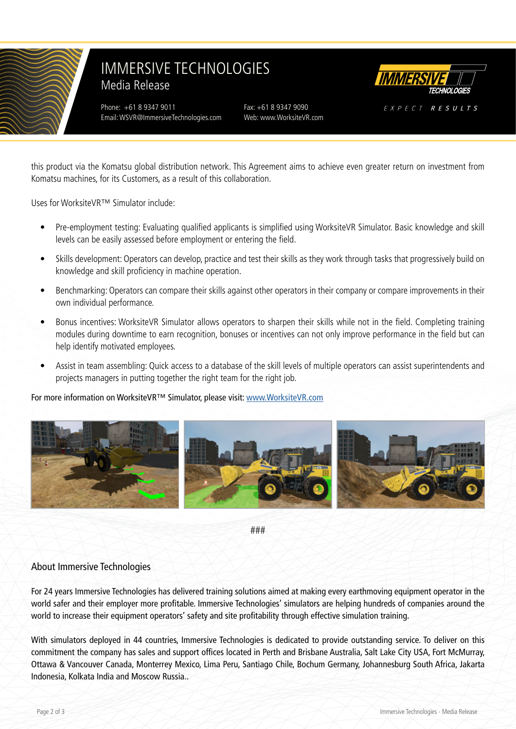this product via the Komatsu global distribution network. This Agreement aims to achieve even greater return on investment from Komatsu machines, for its Customers, as a result of this collaboration.

Uses for WorksiteVR™ Simulator include:

- Pre-employment testing: Evaluating qualified applicants is simplified using WorksiteVR Simulator. Basic knowledge and skill levels can be easily assessed before employment or entering the field.
- Skills development: Operators can develop, practice and test their skills as they work through tasks that progressively build on knowledge and skill proficiency in machine operation.
- Benchmarking: Operators can compare their skills against other operators in their company or compare improvements in their own individual performance.
- Bonus incentives: WorksiteVR Simulator allows operators to sharpen their skills while not in the field. Completing training modules during downtime to earn recognition, bonuses or incentives can not only improve performance in the field but can help identify motivated employees.
- Assist in team assembling: Quick access to a database of the skill levels of multiple operators can assist superintendents and projects managers in putting together the right team for the right job.

For more information on WorksiteVR™ Simulator, please visit: [www.WorksiteVR.com](http://www.WorksiteVR.com)

###

## About Immersive Technologies

For 24 years Immersive Technologies has delivered training solutions aimed at making every earthmoving equipment operator in the world safer and their employer more profitable. Immersive Technologies' simulators are helping hundreds of companies around the world to increase their equipment operators' safety and site profitability through effective simulation training.

With simulators deployed in 44 countries, Immersive Technologies is dedicated to provide outstanding service. To deliver on this commitment the company has sales and support offices located in Perth and Brisbane Australia, Salt Lake City USA, Fort McMurray, Ottawa & Vancouver Canada, Monterrey Mexico, Lima Peru, Santiago Chile, Bochum Germany, Johannesburg South Africa, Jakarta Indonesia, Kolkata India and Moscow Russia..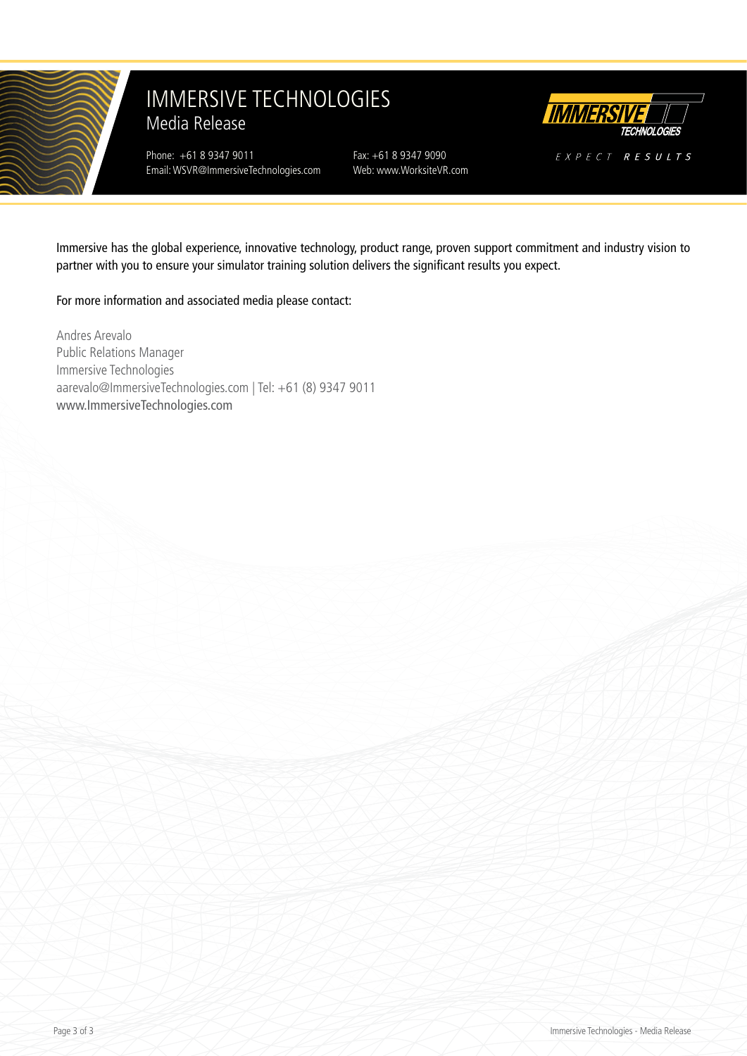# IMMERSIVE TECHNOLOGIES

Media Release

Phone: +61 8 9347 9011
Email: WSVR@ImmersiveTechnologies.com

Fax: +61 8 9347 9090
Web: www.WorksiteVR.com

EXPECT RESULTS

Immersive has the global experience, innovative technology, product range, proven support commitment and industry vision to partner with you to ensure your simulator training solution delivers the significant results you expect.

For more information and associated media please contact:

Andres Arevalo
Public Relations Manager
Immersive Technologies
aarevalo@ImmersiveTechnologies.com | Tel: +61 (8) 9347 9011
www.ImmersiveTechnologies.com